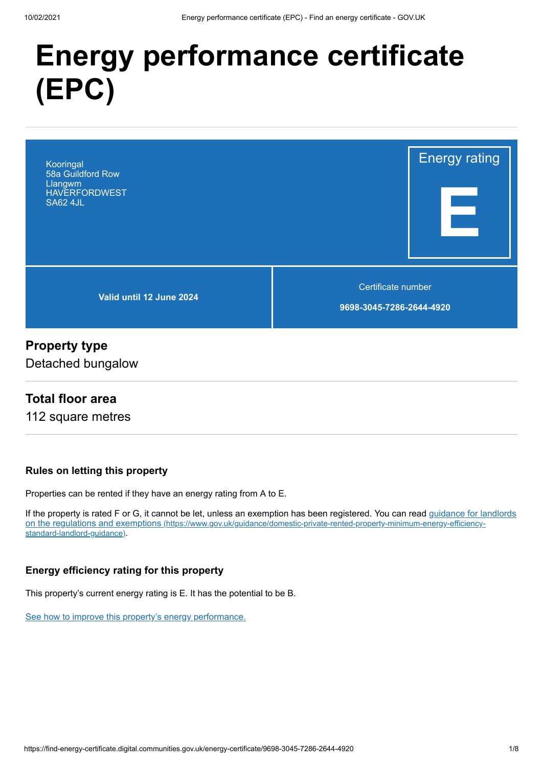# Energy performance certificate (EPC)

Kooringal
58a Guildford Row
Llangwm
HAVERFORDWEST
SA62 4JL

Energy rating

**E**

**Valid until 12 June 2024**

Certificate number

**9698-3045-7286-2644-4920**

## Property type

Detached bungalow

## Total floor area

112 square metres

### Rules on letting this property

Properties can be rented if they have an energy rating from A to E.

If the property is rated F or G, it cannot be let, unless an exemption has been registered. You can read guidance for landlords on the regulations and exemptions (https://www.gov.uk/guidance/domestic-private-rented-property-minimum-energy-efficiency-standard-landlord-guidance).

### Energy efficiency rating for this property

This property's current energy rating is E. It has the potential to be B.

See how to improve this property's energy performance.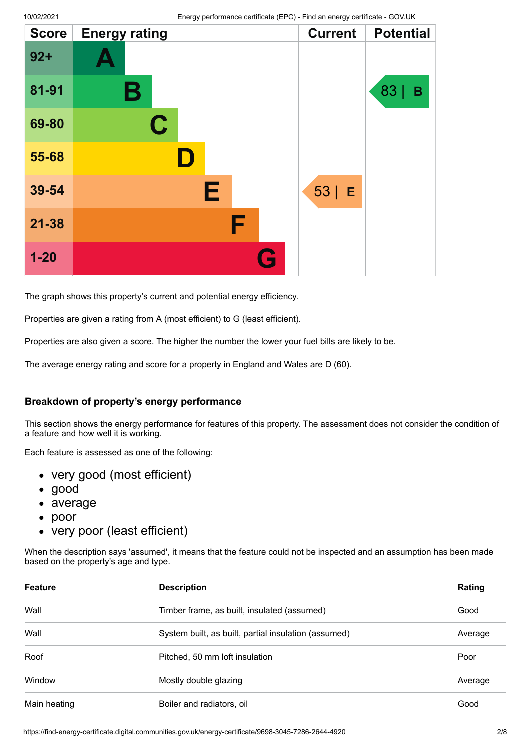| Score | Energy rating | Current | Potential |
|---|---|---|---|
| 92+ | A | | |
| 81-91 | B | | 83 \| B |
| 69-80 | C | | |
| 55-68 | D | | |
| 39-54 | E | 53 \| E | |
| 21-38 | F | | |
| 1-20 | G | | |

The graph shows this property's current and potential energy efficiency.

Properties are given a rating from A (most efficient) to G (least efficient).

Properties are also given a score. The higher the number the lower your fuel bills are likely to be.

The average energy rating and score for a property in England and Wales are D (60).

### Breakdown of property's energy performance

This section shows the energy performance for features of this property. The assessment does not consider the condition of a feature and how well it is working.

Each feature is assessed as one of the following:

- very good (most efficient)
- good
- average
- poor
- very poor (least efficient)

When the description says 'assumed', it means that the feature could not be inspected and an assumption has been made based on the property's age and type.

| Feature | Description | Rating |
|---|---|---|
| Wall | Timber frame, as built, insulated (assumed) | Good |
| Wall | System built, as built, partial insulation (assumed) | Average |
| Roof | Pitched, 50 mm loft insulation | Poor |
| Window | Mostly double glazing | Average |
| Main heating | Boiler and radiators, oil | Good |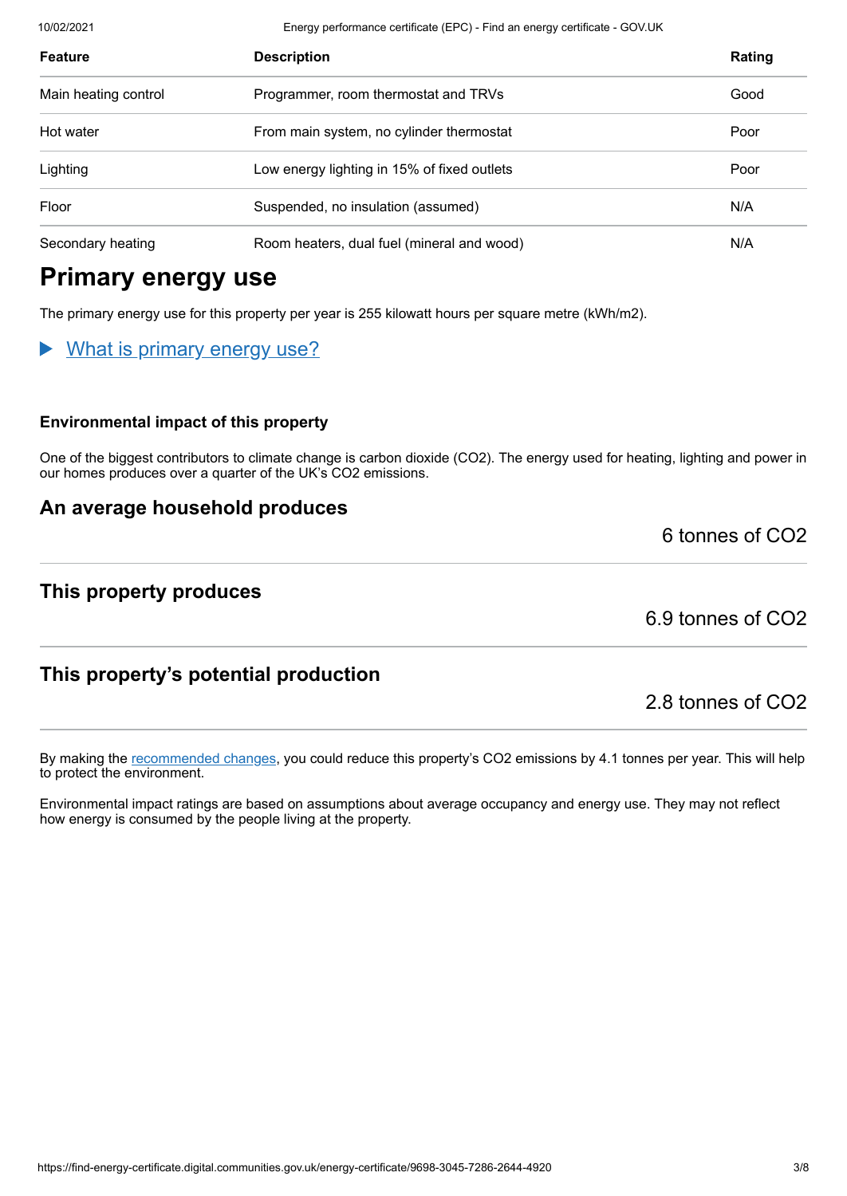| Feature | Description | Rating |
| --- | --- | --- |
| Main heating control | Programmer, room thermostat and TRVs | Good |
| Hot water | From main system, no cylinder thermostat | Poor |
| Lighting | Low energy lighting in 15% of fixed outlets | Poor |
| Floor | Suspended, no insulation (assumed) | N/A |
| Secondary heating | Room heaters, dual fuel (mineral and wood) | N/A |

## Primary energy use

The primary energy use for this property per year is 255 kilowatt hours per square metre (kWh/m2).

▶ What is primary energy use?

#### Environmental impact of this property

One of the biggest contributors to climate change is carbon dioxide ($CO_2$). The energy used for heating, lighting and power in our homes produces over a quarter of the UK's $CO_2$ emissions.

### An average household produces

6 tonnes of $CO_2$

### This property produces

6.9 tonnes of $CO_2$

### This property's potential production

2.8 tonnes of $CO_2$

By making the recommended changes, you could reduce this property's $CO_2$ emissions by 4.1 tonnes per year. This will help to protect the environment.

Environmental impact ratings are based on assumptions about average occupancy and energy use. They may not reflect how energy is consumed by the people living at the property.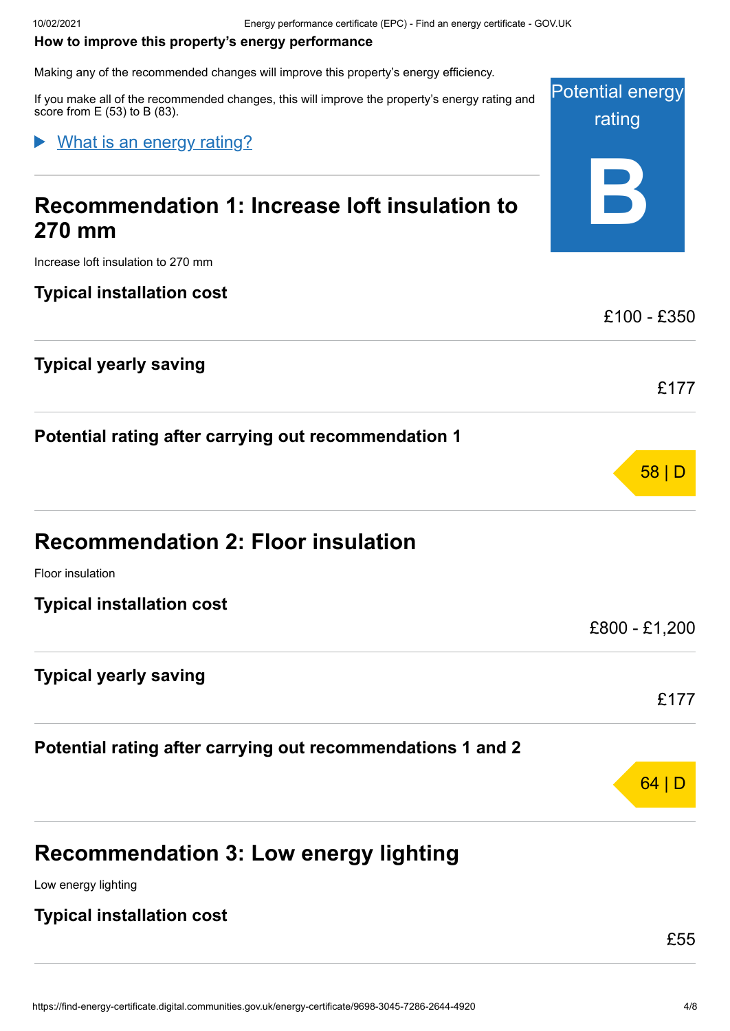### How to improve this property's energy performance

Making any of the recommended changes will improve this property's energy efficiency.

If you make all of the recommended changes, this will improve the property's energy rating and score from E (53) to B (83).

Potential energy rating

**B**

▶ What is an energy rating?

## Recommendation 1: Increase loft insulation to 270 mm

Increase loft insulation to 270 mm

### Typical installation cost

£100 - £350

### Typical yearly saving

£177

### Potential rating after carrying out recommendation 1

58 | D

## Recommendation 2: Floor insulation

Floor insulation

### Typical installation cost

£800 - £1,200

### Typical yearly saving

£177

### Potential rating after carrying out recommendations 1 and 2

64 | D

## Recommendation 3: Low energy lighting

Low energy lighting

### Typical installation cost

£55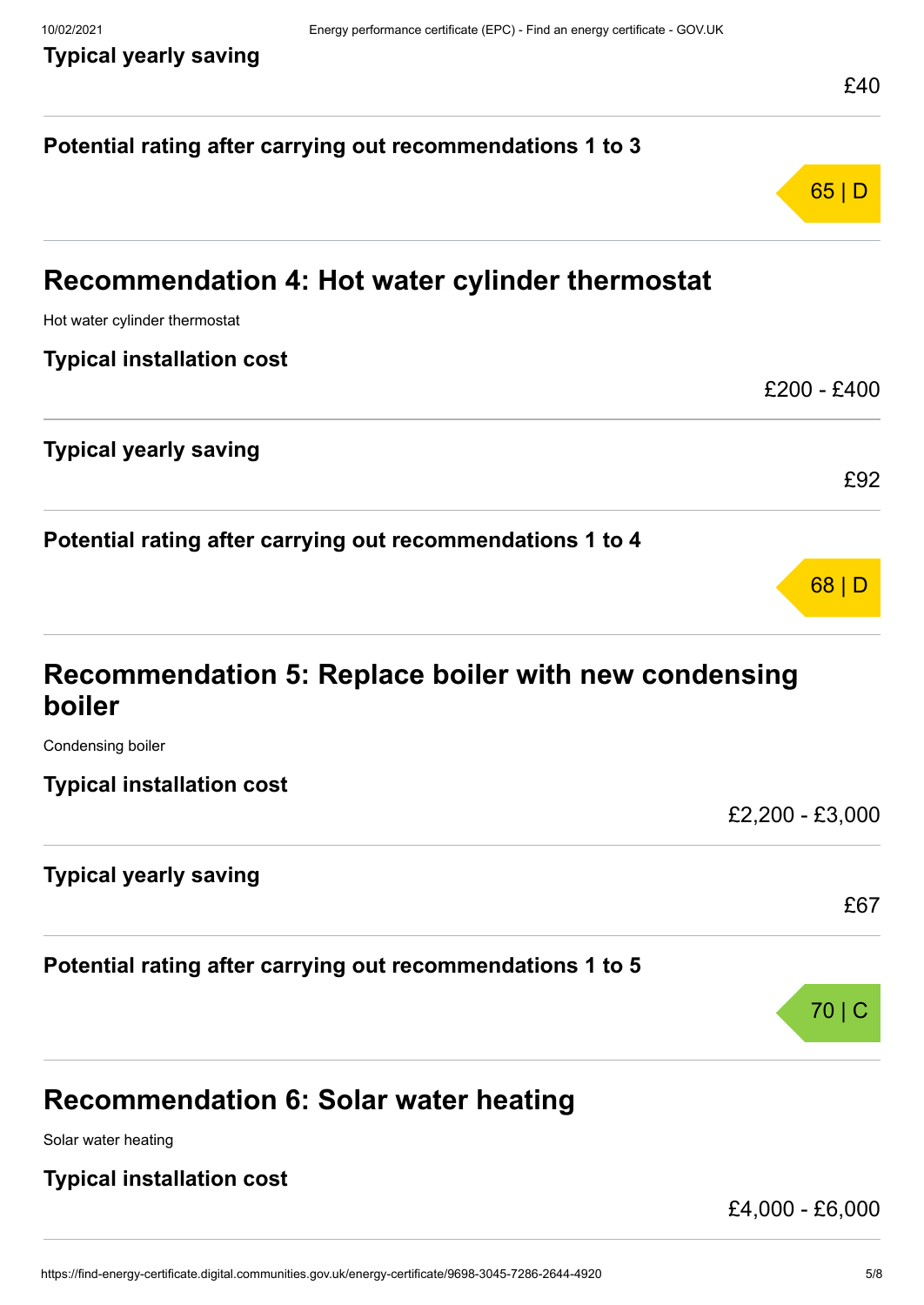**Typical yearly saving**

£40

**Potential rating after carrying out recommendations 1 to 3**

65 | D

## Recommendation 4: Hot water cylinder thermostat

Hot water cylinder thermostat

**Typical installation cost**

£200 - £400

**Typical yearly saving**

£92

**Potential rating after carrying out recommendations 1 to 4**

68 | D

## Recommendation 5: Replace boiler with new condensing boiler

Condensing boiler

**Typical installation cost**

£2,200 - £3,000

**Typical yearly saving**

£67

**Potential rating after carrying out recommendations 1 to 5**

70 | C

## Recommendation 6: Solar water heating

Solar water heating

**Typical installation cost**

£4,000 - £6,000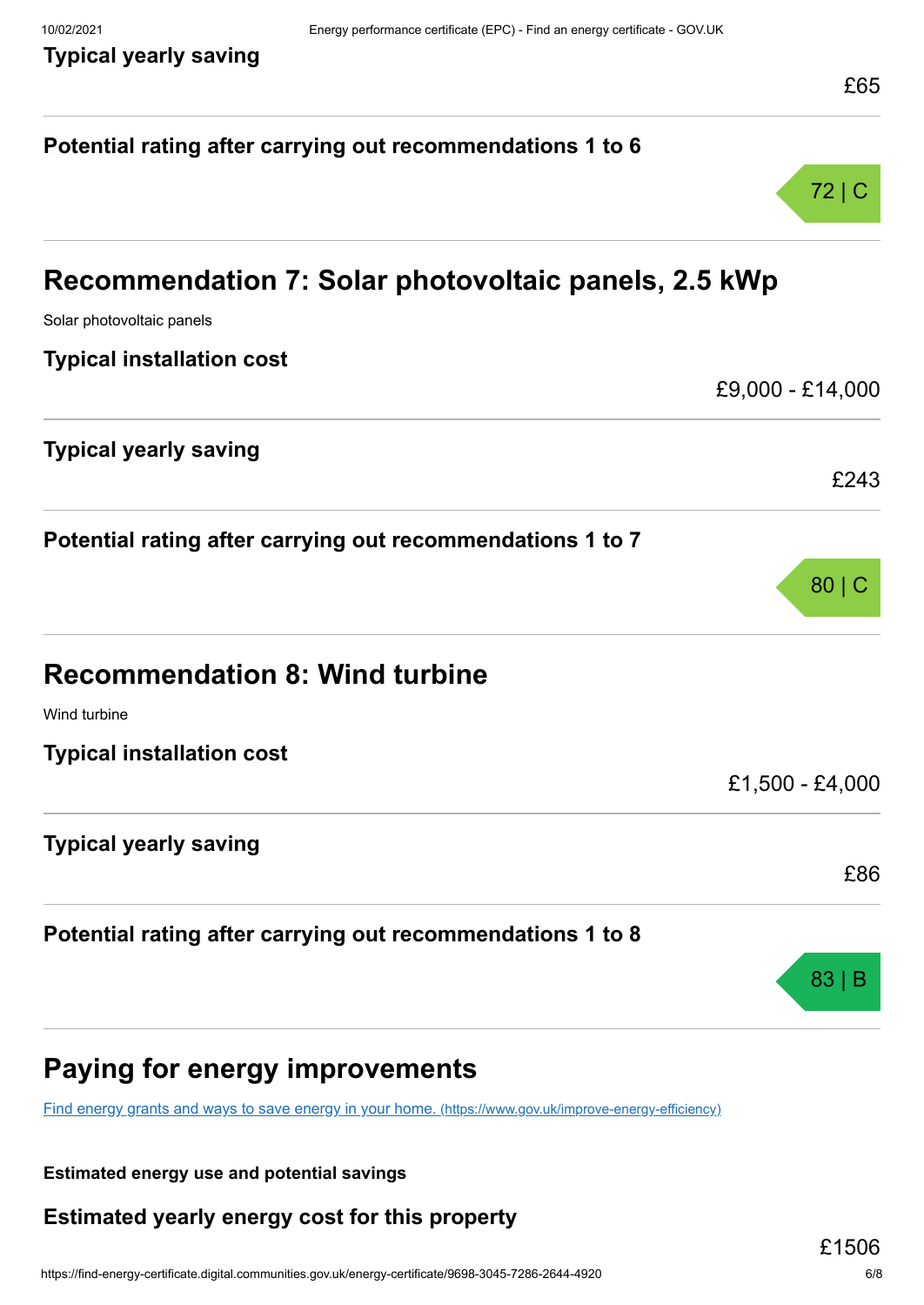**Typical yearly saving**

£65

**Potential rating after carrying out recommendations 1 to 6**

72 | C

## Recommendation 7: Solar photovoltaic panels, 2.5 kWp

Solar photovoltaic panels

**Typical installation cost**

£9,000 - £14,000

**Typical yearly saving**

£243

**Potential rating after carrying out recommendations 1 to 7**

80 | C

## Recommendation 8: Wind turbine

Wind turbine

**Typical installation cost**

£1,500 - £4,000

**Typical yearly saving**

£86

**Potential rating after carrying out recommendations 1 to 8**

83 | B

## Paying for energy improvements

[Find energy grants and ways to save energy in your home. (https://www.gov.uk/improve-energy-efficiency)](https://www.gov.uk/improve-energy-efficiency)

**Estimated energy use and potential savings**

**Estimated yearly energy cost for this property**

£1506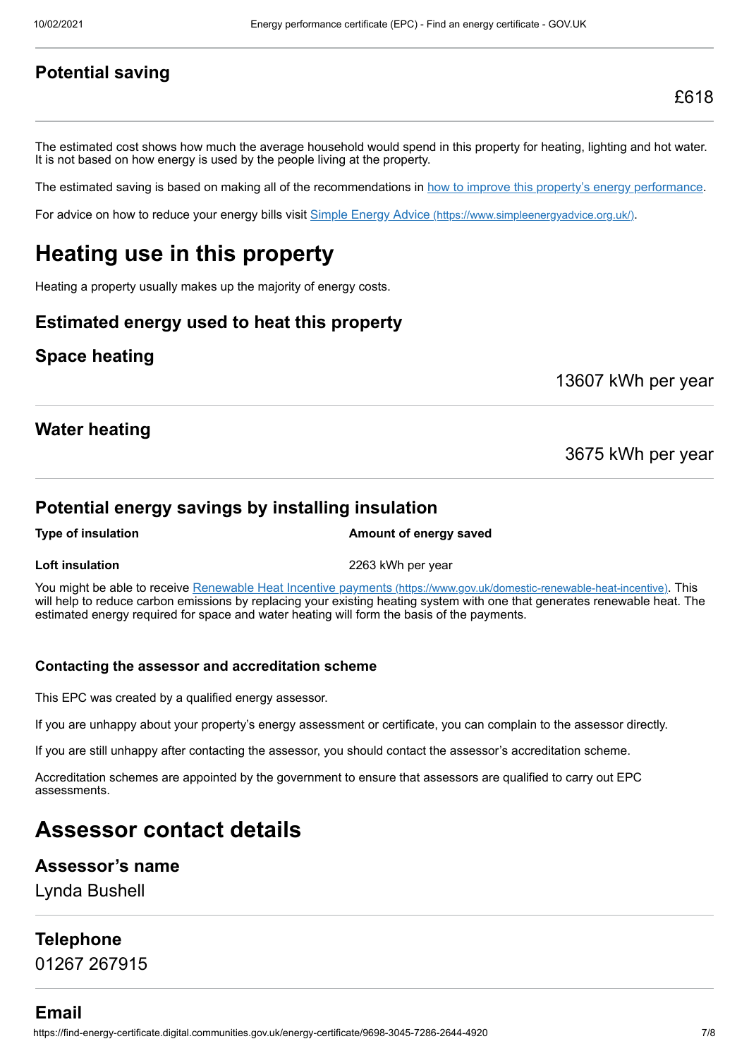### Potential saving

£618

The estimated cost shows how much the average household would spend in this property for heating, lighting and hot water. It is not based on how energy is used by the people living at the property.

The estimated saving is based on making all of the recommendations in how to improve this property's energy performance.

For advice on how to reduce your energy bills visit Simple Energy Advice (https://www.simpleenergyadvice.org.uk/).

# Heating use in this property

Heating a property usually makes up the majority of energy costs.

### Estimated energy used to heat this property

### Space heating

13607 kWh per year

### Water heating

3675 kWh per year

### Potential energy savings by installing insulation

| Type of insulation | Amount of energy saved |
| --- | --- |
| **Loft insulation** | 2263 kWh per year |

You might be able to receive Renewable Heat Incentive payments (https://www.gov.uk/domestic-renewable-heat-incentive). This will help to reduce carbon emissions by replacing your existing heating system with one that generates renewable heat. The estimated energy required for space and water heating will form the basis of the payments.

#### Contacting the assessor and accreditation scheme

This EPC was created by a qualified energy assessor.

If you are unhappy about your property's energy assessment or certificate, you can complain to the assessor directly.

If you are still unhappy after contacting the assessor, you should contact the assessor's accreditation scheme.

Accreditation schemes are appointed by the government to ensure that assessors are qualified to carry out EPC assessments.

# Assessor contact details

### Assessor's name

Lynda Bushell

### Telephone

01267 267915

### Email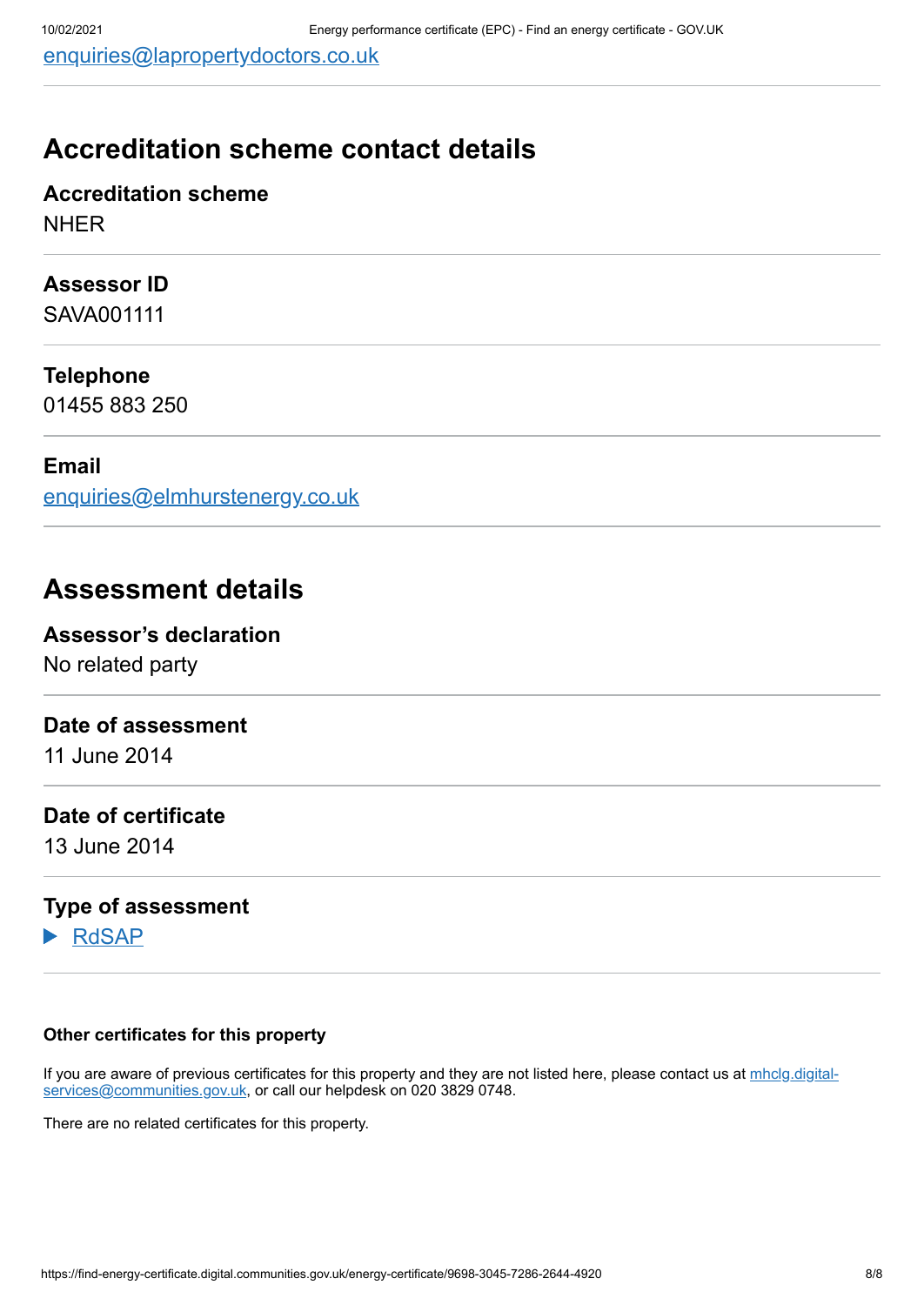enquiries@lapropertydoctors.co.uk

## Accreditation scheme contact details

**Accreditation scheme**
NHER

**Assessor ID**
SAVA001111

**Telephone**
01455 883 250

**Email**
enquiries@elmhurstenergy.co.uk

## Assessment details

**Assessor's declaration**
No related party

**Date of assessment**
11 June 2014

**Date of certificate**
13 June 2014

**Type of assessment**
▶ RdSAP

**Other certificates for this property**

If you are aware of previous certificates for this property and they are not listed here, please contact us at mhclg.digital-services@communities.gov.uk, or call our helpdesk on 020 3829 0748.

There are no related certificates for this property.